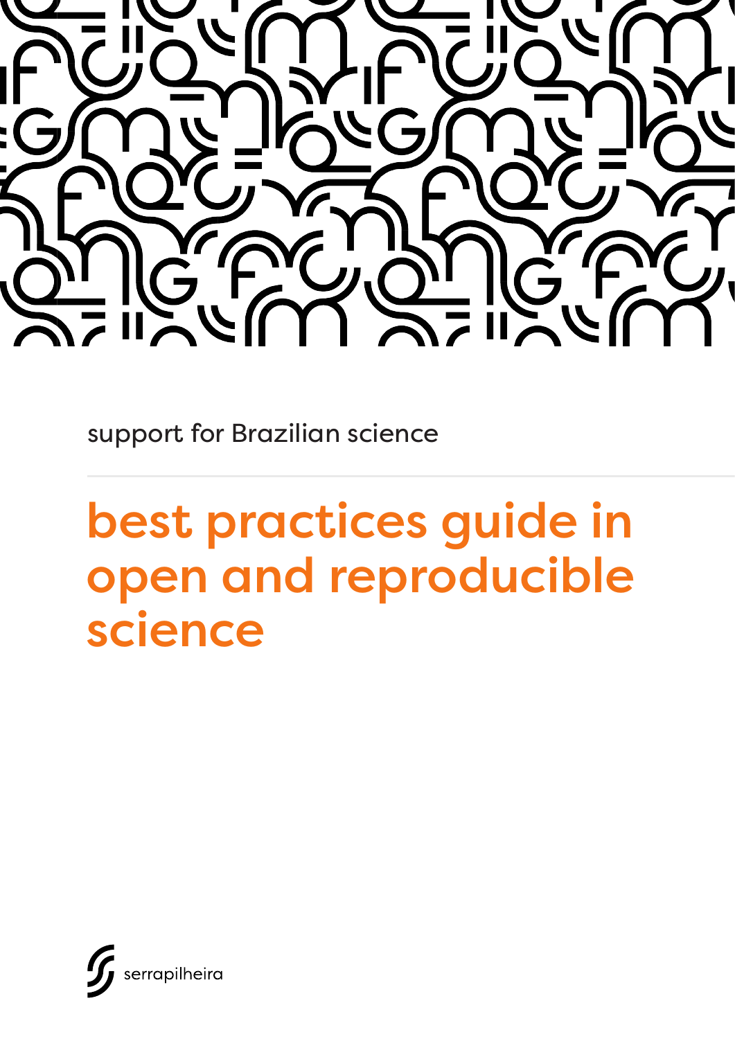support for Brazilian science

# best practices guide in open and reproducible science

serrapilheira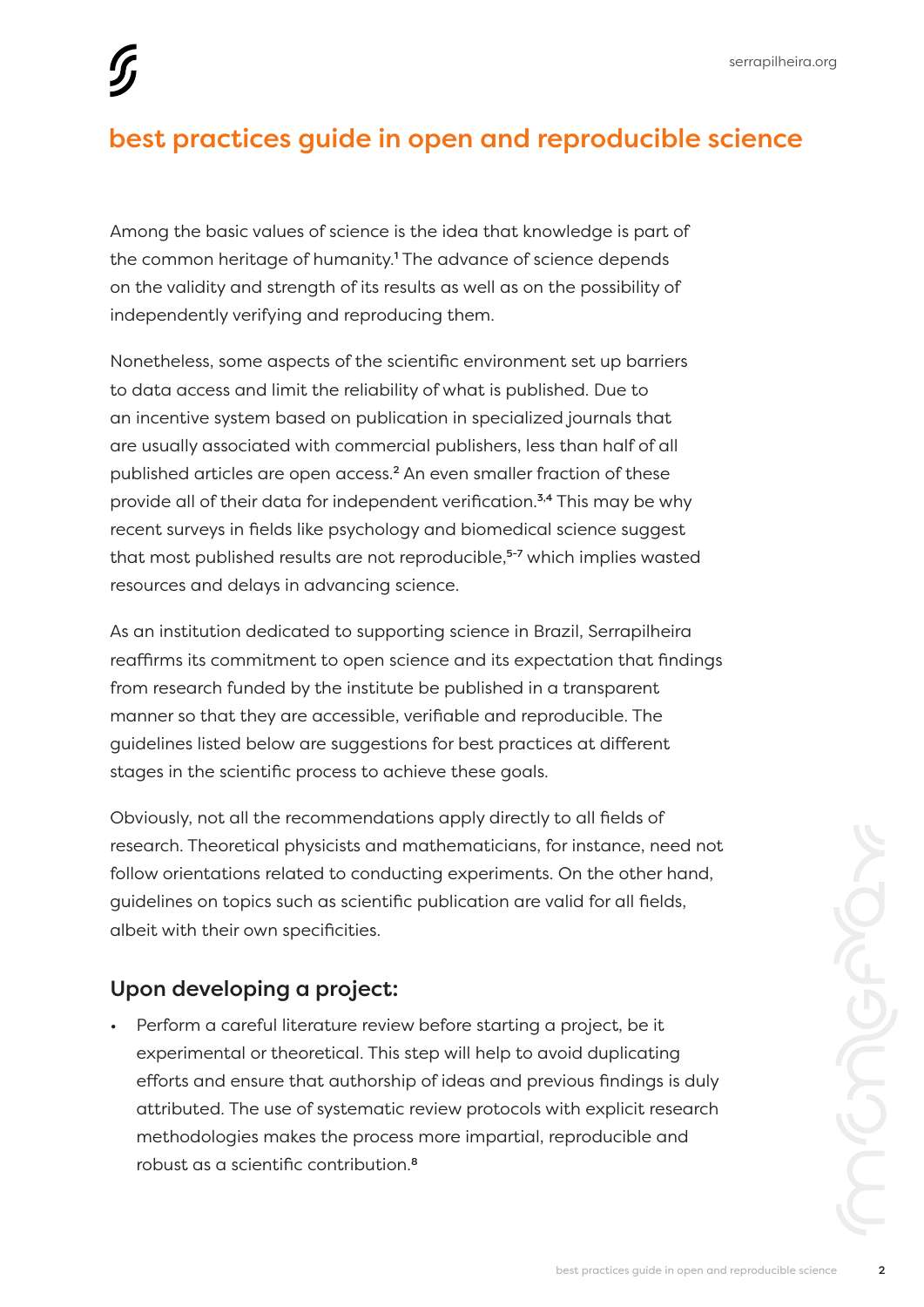# best practices guide in open and reproducible science

Among the basic values of science is the idea that knowledge is part of the common heritage of humanity.[1] The advance of science depends on the validity and strength of its results as well as on the possibility of independently verifying and reproducing them.

Nonetheless, some aspects of the scientific environment set up barriers to data access and limit the reliability of what is published. Due to an incentive system based on publication in specialized journals that are usually associated with commercial publishers, less than half of all published articles are open access.[2] An even smaller fraction of these provide all of their data for independent verification.[3,4] This may be why recent surveys in fields like psychology and biomedical science suggest that most published results are not reproducible,[5-7] which implies wasted resources and delays in advancing science.

As an institution dedicated to supporting science in Brazil, Serrapilheira reaffirms its commitment to open science and its expectation that findings from research funded by the institute be published in a transparent manner so that they are accessible, verifiable and reproducible. The guidelines listed below are suggestions for best practices at different stages in the scientific process to achieve these goals.

Obviously, not all the recommendations apply directly to all fields of research. Theoretical physicists and mathematicians, for instance, need not follow orientations related to conducting experiments. On the other hand, guidelines on topics such as scientific publication are valid for all fields, albeit with their own specificities.

## Upon developing a project:

- Perform a careful literature review before starting a project, be it experimental or theoretical. This step will help to avoid duplicating efforts and ensure that authorship of ideas and previous findings is duly attributed. The use of systematic review protocols with explicit research methodologies makes the process more impartial, reproducible and robust as a scientific contribution.[8]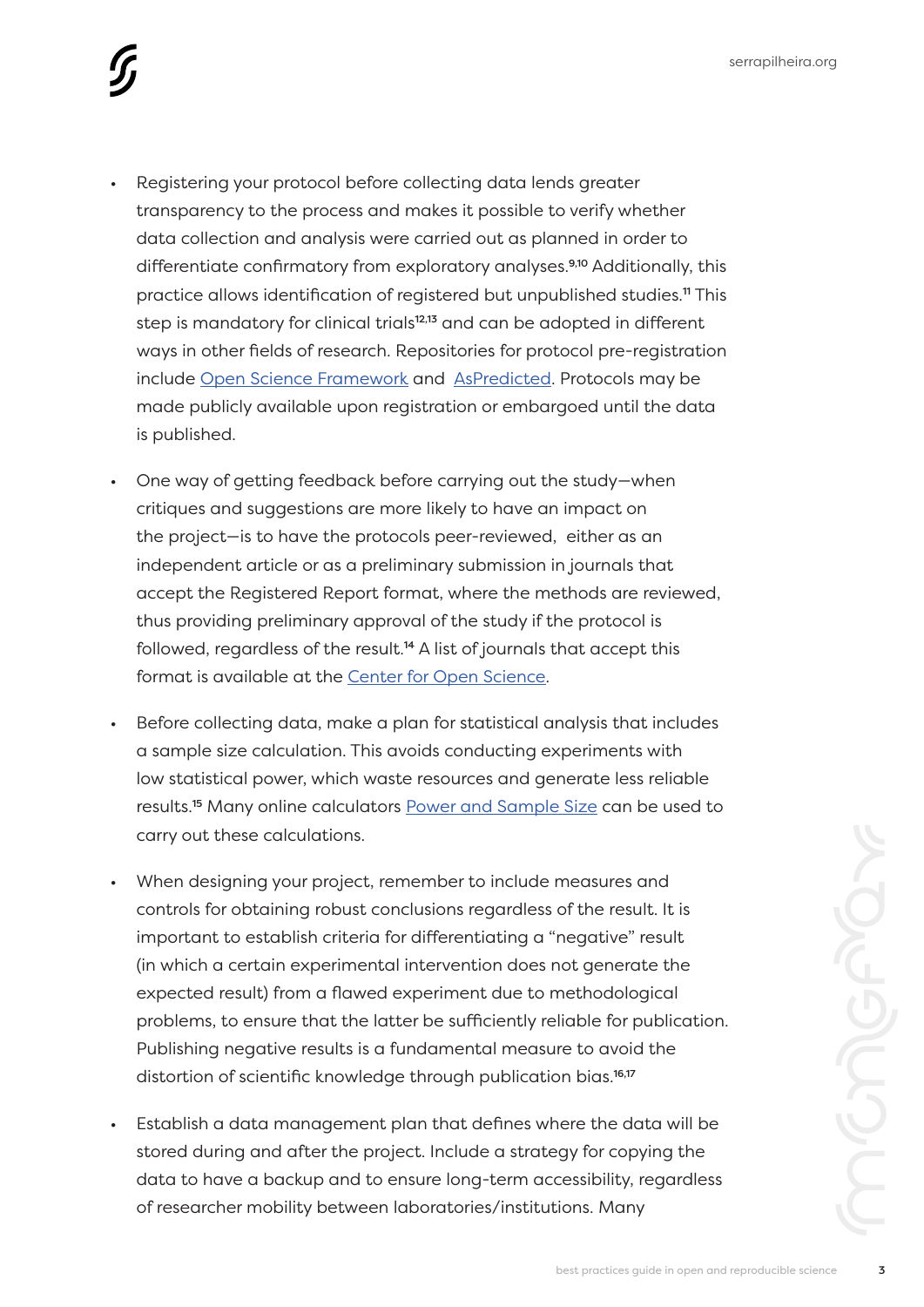- Registering your protocol before collecting data lends greater transparency to the process and makes it possible to verify whether data collection and analysis were carried out as planned in order to differentiate confirmatory from exploratory analyses.[9,10] Additionally, this practice allows identification of registered but unpublished studies.[11] This step is mandatory for clinical trials[12,13] and can be adopted in different ways in other fields of research. Repositories for protocol pre-registration include Open Science Framework and AsPredicted. Protocols may be made publicly available upon registration or embargoed until the data is published.

- One way of getting feedback before carrying out the study—when critiques and suggestions are more likely to have an impact on the project—is to have the protocols peer-reviewed, either as an independent article or as a preliminary submission in journals that accept the Registered Report format, where the methods are reviewed, thus providing preliminary approval of the study if the protocol is followed, regardless of the result.[14] A list of journals that accept this format is available at the Center for Open Science.

- Before collecting data, make a plan for statistical analysis that includes a sample size calculation. This avoids conducting experiments with low statistical power, which waste resources and generate less reliable results.[15] Many online calculators Power and Sample Size can be used to carry out these calculations.

- When designing your project, remember to include measures and controls for obtaining robust conclusions regardless of the result. It is important to establish criteria for differentiating a "negative" result (in which a certain experimental intervention does not generate the expected result) from a flawed experiment due to methodological problems, to ensure that the latter be sufficiently reliable for publication. Publishing negative results is a fundamental measure to avoid the distortion of scientific knowledge through publication bias.[16,17]

- Establish a data management plan that defines where the data will be stored during and after the project. Include a strategy for copying the data to have a backup and to ensure long-term accessibility, regardless of researcher mobility between laboratories/institutions. Many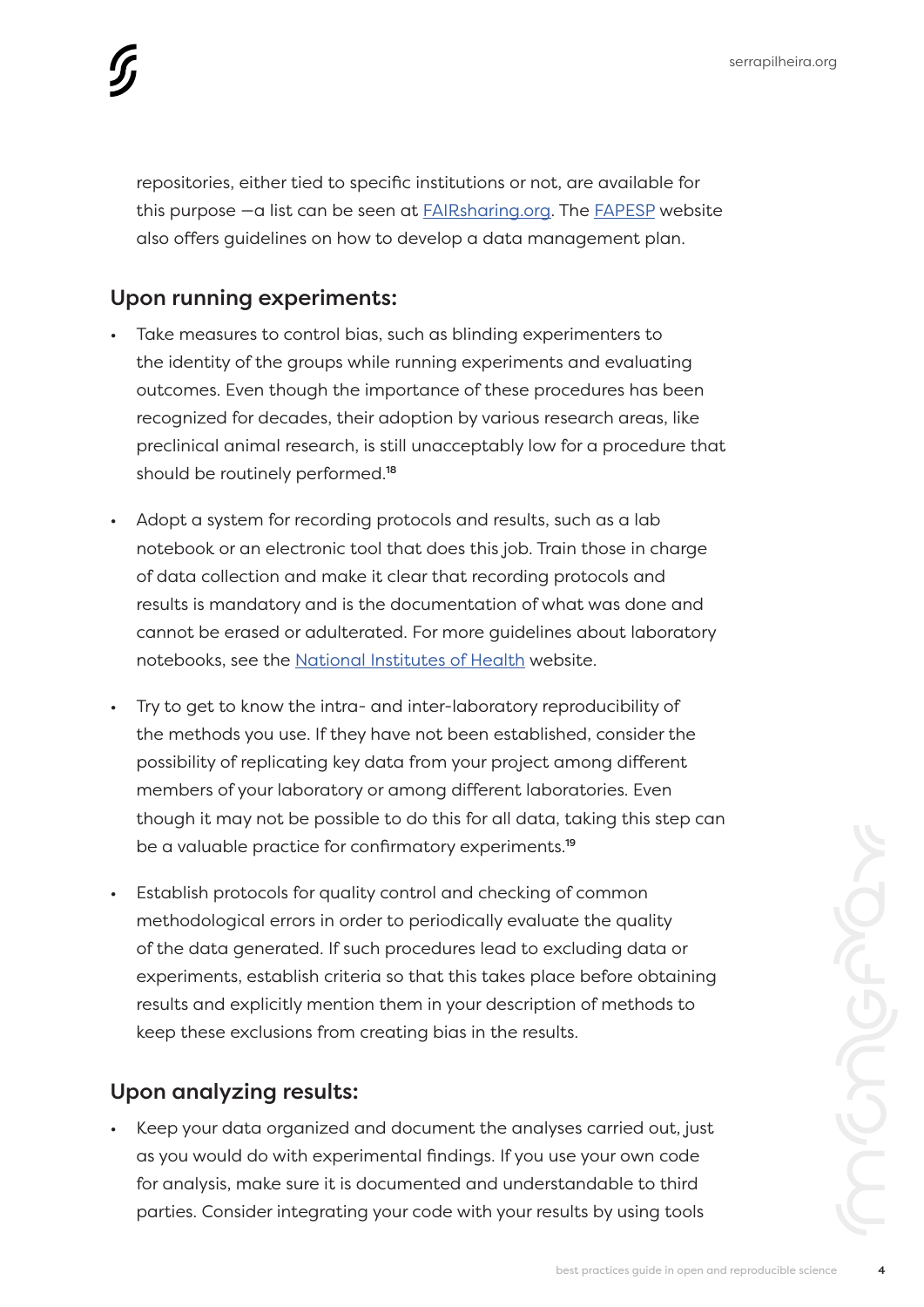repositories, either tied to specific institutions or not, are available for this purpose —a list can be seen at [FAIRsharing.org](). The [FAPESP]() website also offers guidelines on how to develop a data management plan.

## Upon running experiments:

- Take measures to control bias, such as blinding experimenters to the identity of the groups while running experiments and evaluating outcomes. Even though the importance of these procedures has been recognized for decades, their adoption by various research areas, like preclinical animal research, is still unacceptably low for a procedure that should be routinely performed.[18]

- Adopt a system for recording protocols and results, such as a lab notebook or an electronic tool that does this job. Train those in charge of data collection and make it clear that recording protocols and results is mandatory and is the documentation of what was done and cannot be erased or adulterated. For more guidelines about laboratory notebooks, see the [National Institutes of Health]() website.

- Try to get to know the intra- and inter-laboratory reproducibility of the methods you use. If they have not been established, consider the possibility of replicating key data from your project among different members of your laboratory or among different laboratories. Even though it may not be possible to do this for all data, taking this step can be a valuable practice for confirmatory experiments.[19]

- Establish protocols for quality control and checking of common methodological errors in order to periodically evaluate the quality of the data generated. If such procedures lead to excluding data or experiments, establish criteria so that this takes place before obtaining results and explicitly mention them in your description of methods to keep these exclusions from creating bias in the results.

## Upon analyzing results:

- Keep your data organized and document the analyses carried out, just as you would do with experimental findings. If you use your own code for analysis, make sure it is documented and understandable to third parties. Consider integrating your code with your results by using tools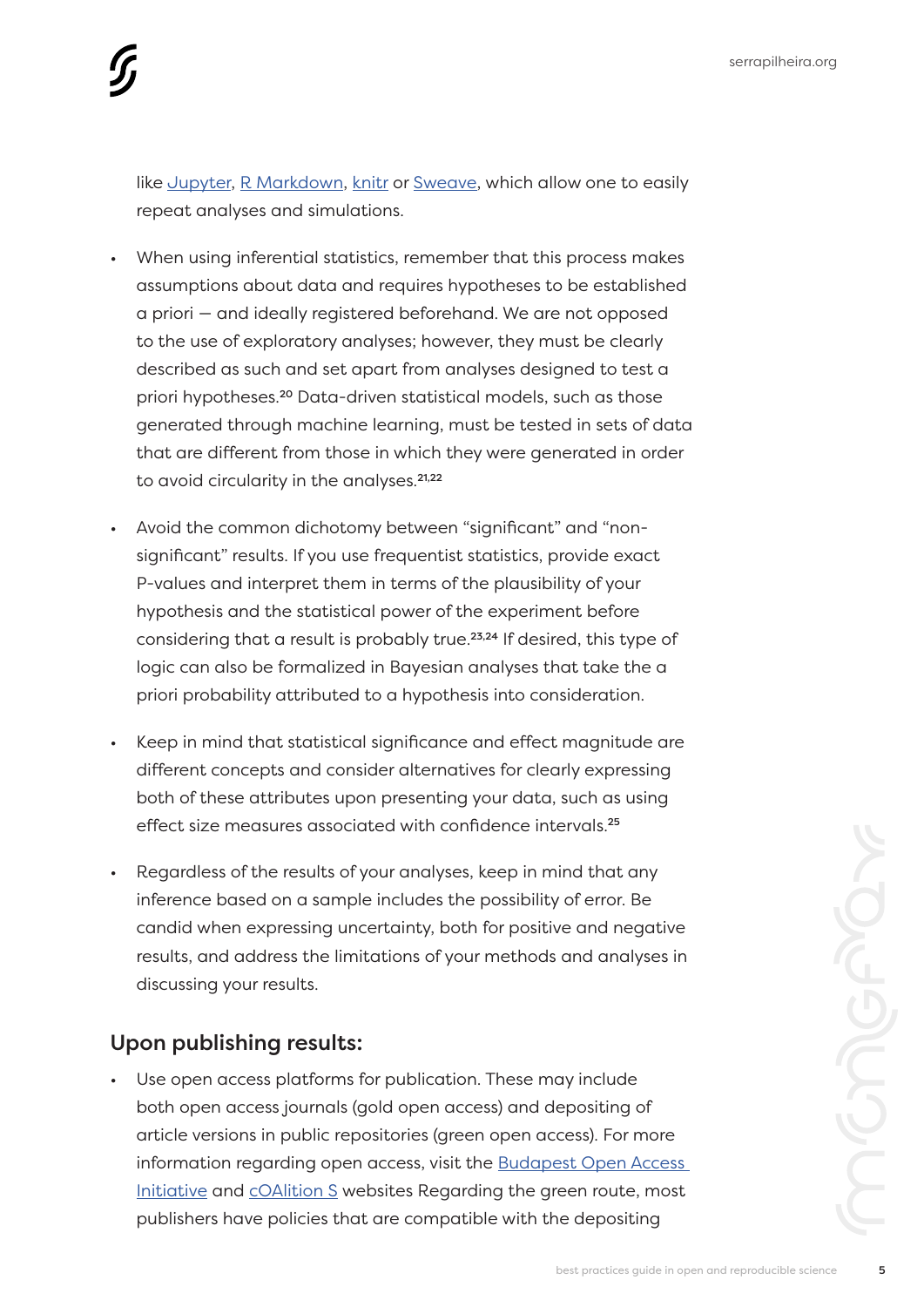like [Jupyter](#), [R Markdown](#), [knitr](#) or [Sweave](#), which allow one to easily repeat analyses and simulations.

- When using inferential statistics, remember that this process makes assumptions about data and requires hypotheses to be established a priori — and ideally registered beforehand. We are not opposed to the use of exploratory analyses; however, they must be clearly described as such and set apart from analyses designed to test a priori hypotheses.[20] Data-driven statistical models, such as those generated through machine learning, must be tested in sets of data that are different from those in which they were generated in order to avoid circularity in the analyses.[21,22]

- Avoid the common dichotomy between "significant" and "non-significant" results. If you use frequentist statistics, provide exact P-values and interpret them in terms of the plausibility of your hypothesis and the statistical power of the experiment before considering that a result is probably true.[23,24] If desired, this type of logic can also be formalized in Bayesian analyses that take the a priori probability attributed to a hypothesis into consideration.

- Keep in mind that statistical significance and effect magnitude are different concepts and consider alternatives for clearly expressing both of these attributes upon presenting your data, such as using effect size measures associated with confidence intervals.[25]

- Regardless of the results of your analyses, keep in mind that any inference based on a sample includes the possibility of error. Be candid when expressing uncertainty, both for positive and negative results, and address the limitations of your methods and analyses in discussing your results.

## Upon publishing results:

- Use open access platforms for publication. These may include both open access journals (gold open access) and depositing of article versions in public repositories (green open access). For more information regarding open access, visit the [Budapest Open Access Initiative](#) and [cOAlition S](#) websites Regarding the green route, most publishers have policies that are compatible with the depositing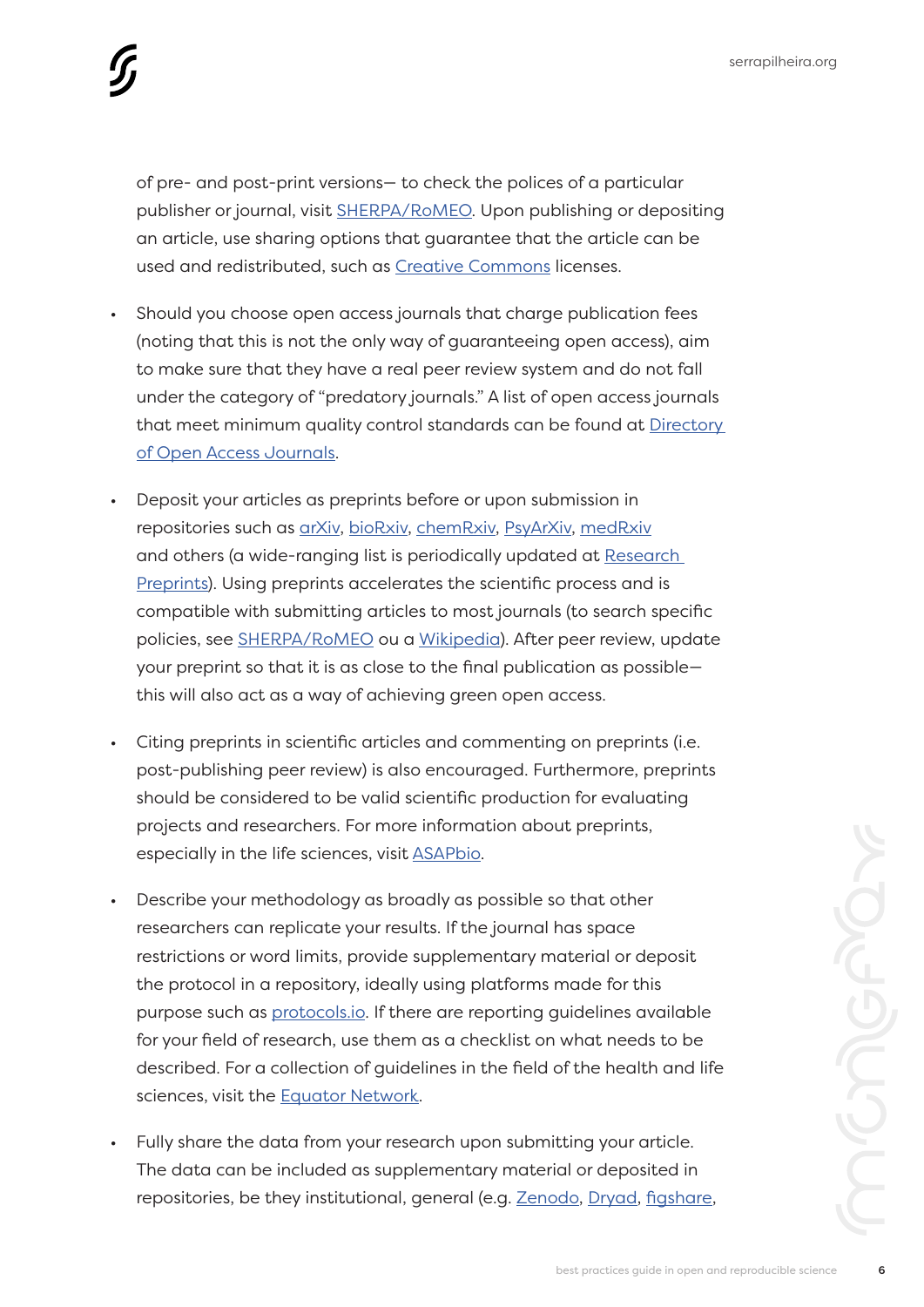of pre- and post-print versions— to check the polices of a particular publisher or journal, visit SHERPA/RoMEO. Upon publishing or depositing an article, use sharing options that guarantee that the article can be used and redistributed, such as Creative Commons licenses.

- Should you choose open access journals that charge publication fees (noting that this is not the only way of guaranteeing open access), aim to make sure that they have a real peer review system and do not fall under the category of "predatory journals." A list of open access journals that meet minimum quality control standards can be found at Directory of Open Access Journals.

- Deposit your articles as preprints before or upon submission in repositories such as arXiv, bioRxiv, chemRxiv, PsyArXiv, medRxiv and others (a wide-ranging list is periodically updated at Research Preprints). Using preprints accelerates the scientific process and is compatible with submitting articles to most journals (to search specific policies, see SHERPA/RoMEO ou a Wikipedia). After peer review, update your preprint so that it is as close to the final publication as possible— this will also act as a way of achieving green open access.

- Citing preprints in scientific articles and commenting on preprints (i.e. post-publishing peer review) is also encouraged. Furthermore, preprints should be considered to be valid scientific production for evaluating projects and researchers. For more information about preprints, especially in the life sciences, visit ASAPbio.

- Describe your methodology as broadly as possible so that other researchers can replicate your results. If the journal has space restrictions or word limits, provide supplementary material or deposit the protocol in a repository, ideally using platforms made for this purpose such as protocols.io. If there are reporting guidelines available for your field of research, use them as a checklist on what needs to be described. For a collection of guidelines in the field of the health and life sciences, visit the Equator Network.

- Fully share the data from your research upon submitting your article. The data can be included as supplementary material or deposited in repositories, be they institutional, general (e.g. Zenodo, Dryad, figshare,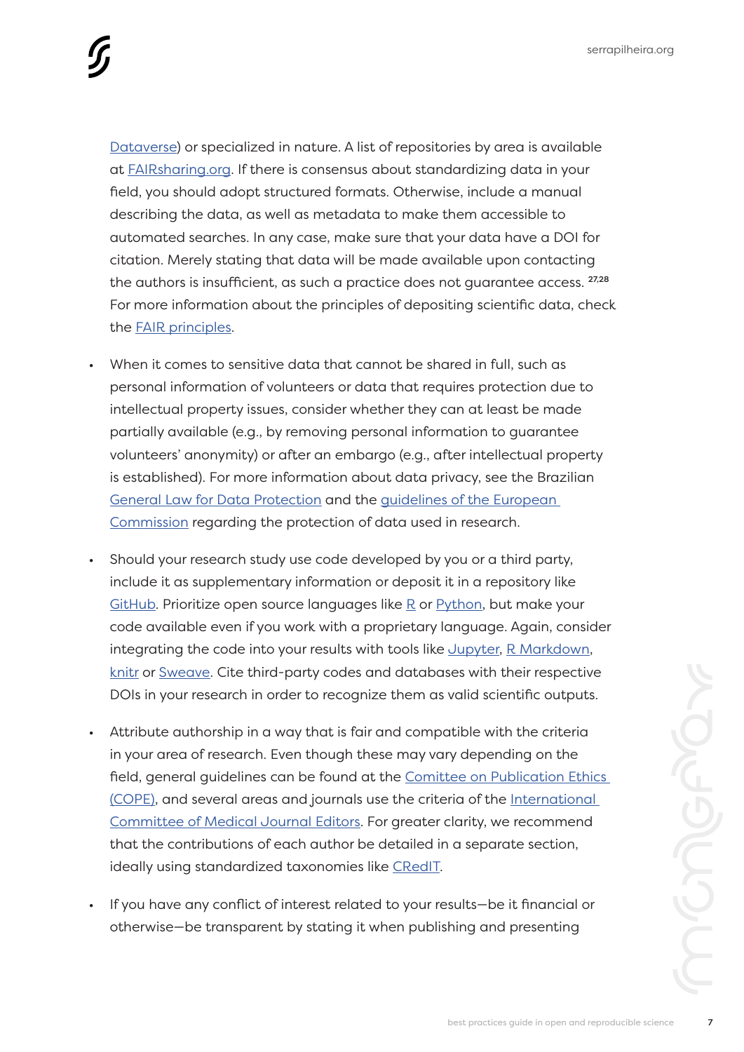Dataverse) or specialized in nature. A list of repositories by area is available at FAIRsharing.org. If there is consensus about standardizing data in your field, you should adopt structured formats. Otherwise, include a manual describing the data, as well as metadata to make them accessible to automated searches. In any case, make sure that your data have a DOI for citation. Merely stating that data will be made available upon contacting the authors is insufficient, as such a practice does not guarantee access. [27,28] For more information about the principles of depositing scientific data, check the FAIR principles.

- When it comes to sensitive data that cannot be shared in full, such as personal information of volunteers or data that requires protection due to intellectual property issues, consider whether they can at least be made partially available (e.g., by removing personal information to guarantee volunteers' anonymity) or after an embargo (e.g., after intellectual property is established). For more information about data privacy, see the Brazilian General Law for Data Protection and the guidelines of the European Commission regarding the protection of data used in research.

- Should your research study use code developed by you or a third party, include it as supplementary information or deposit it in a repository like GitHub. Prioritize open source languages like R or Python, but make your code available even if you work with a proprietary language. Again, consider integrating the code into your results with tools like Jupyter, R Markdown, knitr or Sweave. Cite third-party codes and databases with their respective DOIs in your research in order to recognize them as valid scientific outputs.

- Attribute authorship in a way that is fair and compatible with the criteria in your area of research. Even though these may vary depending on the field, general guidelines can be found at the Comitee on Publication Ethics (COPE), and several areas and journals use the criteria of the International Committee of Medical Journal Editors. For greater clarity, we recommend that the contributions of each author be detailed in a separate section, ideally using standardized taxonomies like CRedIT.

- If you have any conflict of interest related to your results—be it financial or otherwise—be transparent by stating it when publishing and presenting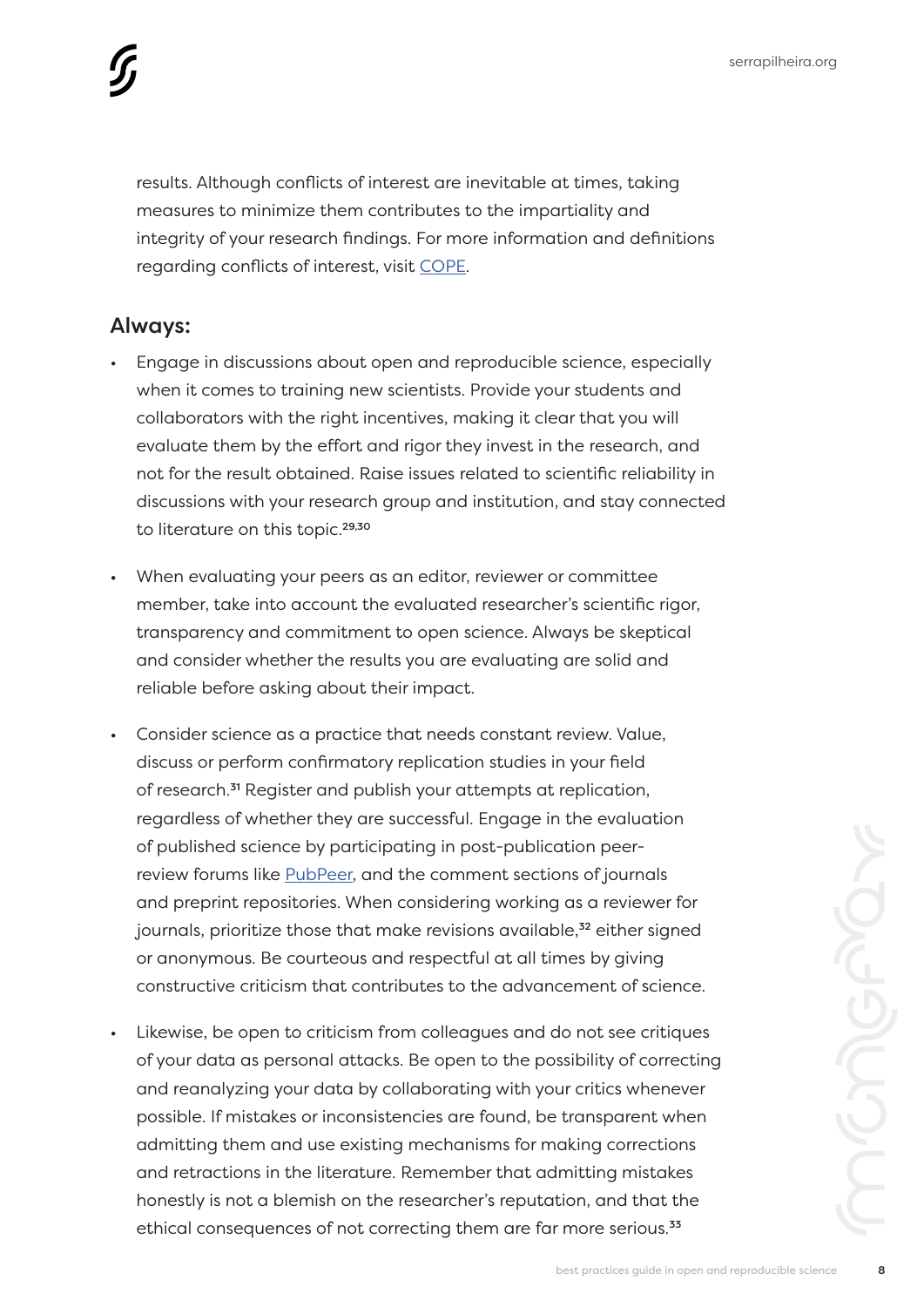results. Although conflicts of interest are inevitable at times, taking measures to minimize them contributes to the impartiality and integrity of your research findings. For more information and definitions regarding conflicts of interest, visit COPE.

## Always:

- Engage in discussions about open and reproducible science, especially when it comes to training new scientists. Provide your students and collaborators with the right incentives, making it clear that you will evaluate them by the effort and rigor they invest in the research, and not for the result obtained. Raise issues related to scientific reliability in discussions with your research group and institution, and stay connected to literature on this topic.[29,30]

- When evaluating your peers as an editor, reviewer or committee member, take into account the evaluated researcher's scientific rigor, transparency and commitment to open science. Always be skeptical and consider whether the results you are evaluating are solid and reliable before asking about their impact.

- Consider science as a practice that needs constant review. Value, discuss or perform confirmatory replication studies in your field of research.[31] Register and publish your attempts at replication, regardless of whether they are successful. Engage in the evaluation of published science by participating in post-publication peer-review forums like PubPeer, and the comment sections of journals and preprint repositories. When considering working as a reviewer for journals, prioritize those that make revisions available,[32] either signed or anonymous. Be courteous and respectful at all times by giving constructive criticism that contributes to the advancement of science.

- Likewise, be open to criticism from colleagues and do not see critiques of your data as personal attacks. Be open to the possibility of correcting and reanalyzing your data by collaborating with your critics whenever possible. If mistakes or inconsistencies are found, be transparent when admitting them and use existing mechanisms for making corrections and retractions in the literature. Remember that admitting mistakes honestly is not a blemish on the researcher's reputation, and that the ethical consequences of not correcting them are far more serious.[33]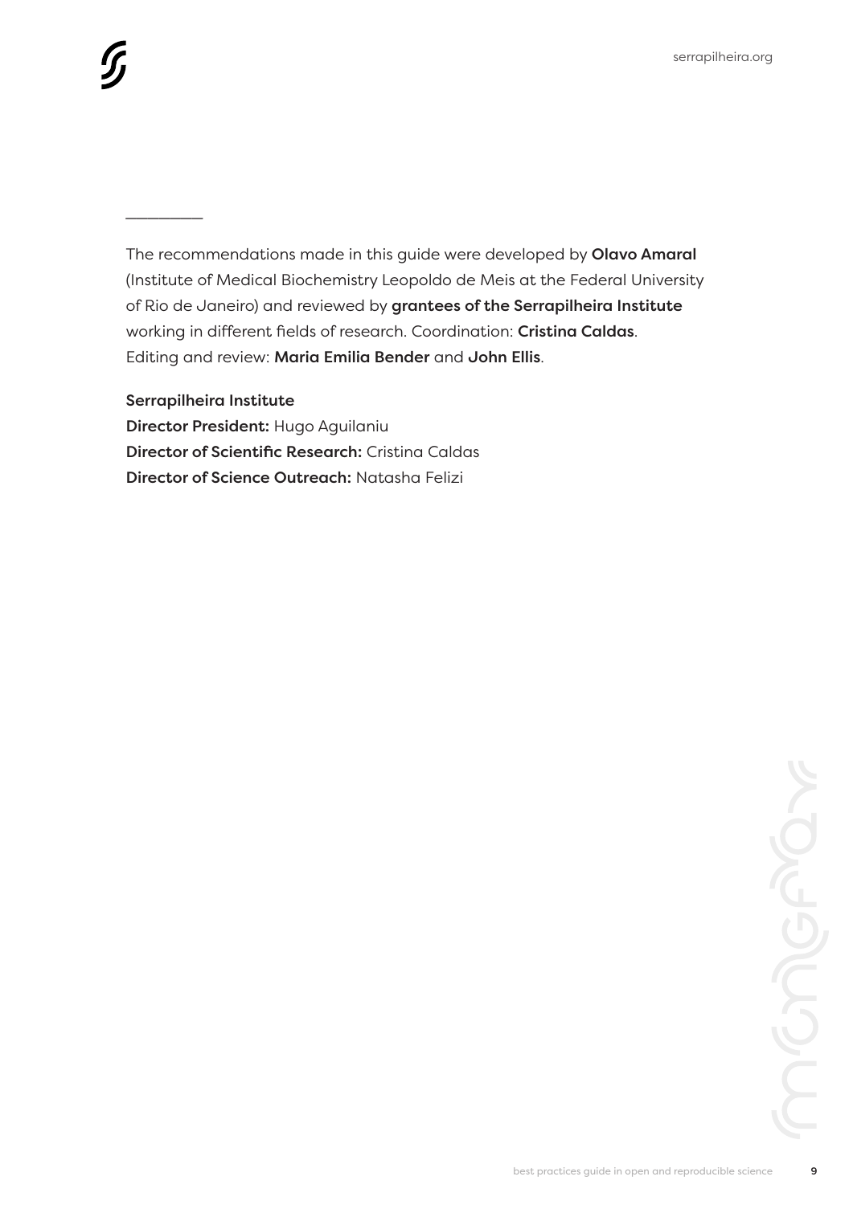The recommendations made in this guide were developed by **Olavo Amaral** (Institute of Medical Biochemistry Leopoldo de Meis at the Federal University of Rio de Janeiro) and reviewed by **grantees of the Serrapilheira Institute** working in different fields of research. Coordination: **Cristina Caldas**. Editing and review: **Maria Emilia Bender** and **John Ellis**.

**Serrapilheira Institute**
**Director President:** Hugo Aguilaniu
**Director of Scientific Research:** Cristina Caldas
**Director of Science Outreach:** Natasha Felizi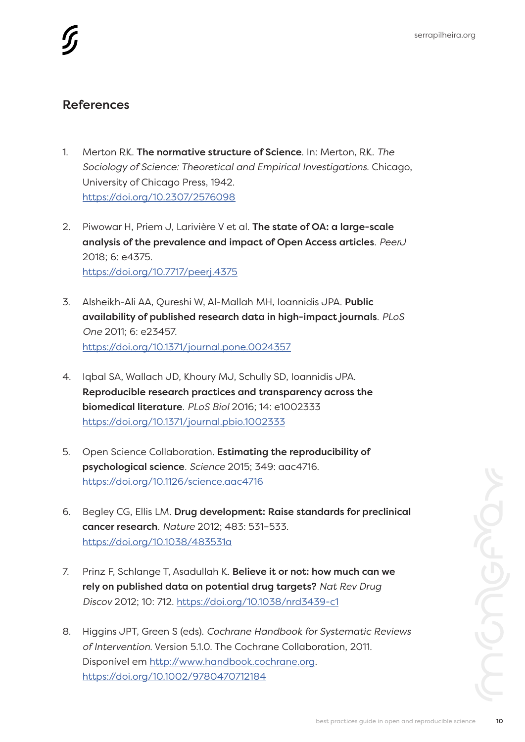## References

1. Merton RK. **The normative structure of Science**. In: Merton, RK. *The Sociology of Science: Theoretical and Empirical Investigations.* Chicago, University of Chicago Press, 1942.
   https://doi.org/10.2307/2576098

2. Piwowar H, Priem J, Larivière V et al. **The state of OA: a large-scale analysis of the prevalence and impact of Open Access articles**. *PeerJ* 2018; 6: e4375.
   https://doi.org/10.7717/peerj.4375

3. Alsheikh-Ali AA, Qureshi W, Al-Mallah MH, Ioannidis JPA. **Public availability of published research data in high-impact journals**. *PLoS One* 2011; 6: e23457.
   https://doi.org/10.1371/journal.pone.0024357

4. Iqbal SA, Wallach JD, Khoury MJ, Schully SD, Ioannidis JPA. **Reproducible research practices and transparency across the biomedical literature**. *PLoS Biol* 2016; 14: e1002333
   https://doi.org/10.1371/journal.pbio.1002333

5. Open Science Collaboration. **Estimating the reproducibility of psychological science**. *Science* 2015; 349: aac4716.
   https://doi.org/10.1126/science.aac4716

6. Begley CG, Ellis LM. **Drug development: Raise standards for preclinical cancer research**. *Nature* 2012; 483: 531–533.
   https://doi.org/10.1038/483531a

7. Prinz F, Schlange T, Asadullah K. **Believe it or not: how much can we rely on published data on potential drug targets?** *Nat Rev Drug Discov* 2012; 10: 712. https://doi.org/10.1038/nrd3439-c1

8. Higgins JPT, Green S (eds). *Cochrane Handbook for Systematic Reviews of Intervention.* Version 5.1.0. The Cochrane Collaboration, 2011. Disponível em http://www.handbook.cochrane.org.
   https://doi.org/10.1002/9780470712184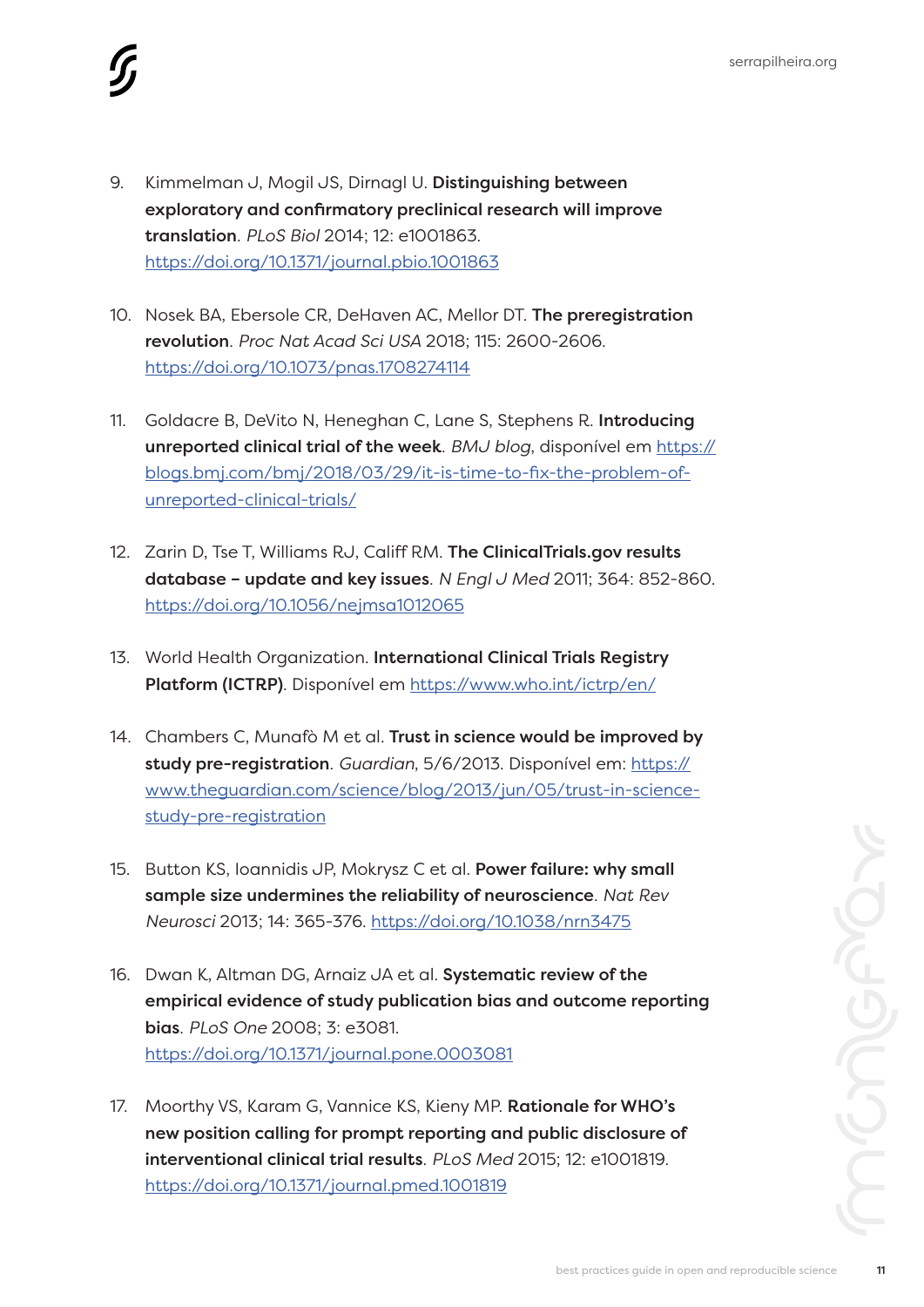9. Kimmelman J, Mogil JS, Dirnagl U. **Distinguishing between exploratory and confirmatory preclinical research will improve translation**. *PLoS Biol* 2014; 12: e1001863. https://doi.org/10.1371/journal.pbio.1001863

10. Nosek BA, Ebersole CR, DeHaven AC, Mellor DT. **The preregistration revolution**. *Proc Nat Acad Sci USA* 2018; 115: 2600-2606. https://doi.org/10.1073/pnas.1708274114

11. Goldacre B, DeVito N, Heneghan C, Lane S, Stephens R. **Introducing unreported clinical trial of the week**. *BMJ blog*, disponível em https://blogs.bmj.com/bmj/2018/03/29/it-is-time-to-fix-the-problem-of-unreported-clinical-trials/

12. Zarin D, Tse T, Williams RJ, Califf RM. **The ClinicalTrials.gov results database – update and key issues**. *N Engl J Med* 2011; 364: 852-860. https://doi.org/10.1056/nejmsa1012065

13. World Health Organization. **International Clinical Trials Registry Platform (ICTRP)**. Disponível em https://www.who.int/ictrp/en/

14. Chambers C, Munafò M et al. **Trust in science would be improved by study pre-registration**. *Guardian*, 5/6/2013. Disponível em: https://www.theguardian.com/science/blog/2013/jun/05/trust-in-science-study-pre-registration

15. Button KS, Ioannidis JP, Mokrysz C et al. **Power failure: why small sample size undermines the reliability of neuroscience**. *Nat Rev Neurosci* 2013; 14: 365-376. https://doi.org/10.1038/nrn3475

16. Dwan K, Altman DG, Arnaiz JA et al. **Systematic review of the empirical evidence of study publication bias and outcome reporting bias**. *PLoS One* 2008; 3: e3081. https://doi.org/10.1371/journal.pone.0003081

17. Moorthy VS, Karam G, Vannice KS, Kieny MP. **Rationale for WHO's new position calling for prompt reporting and public disclosure of interventional clinical trial results**. *PLoS Med* 2015; 12: e1001819. https://doi.org/10.1371/journal.pmed.1001819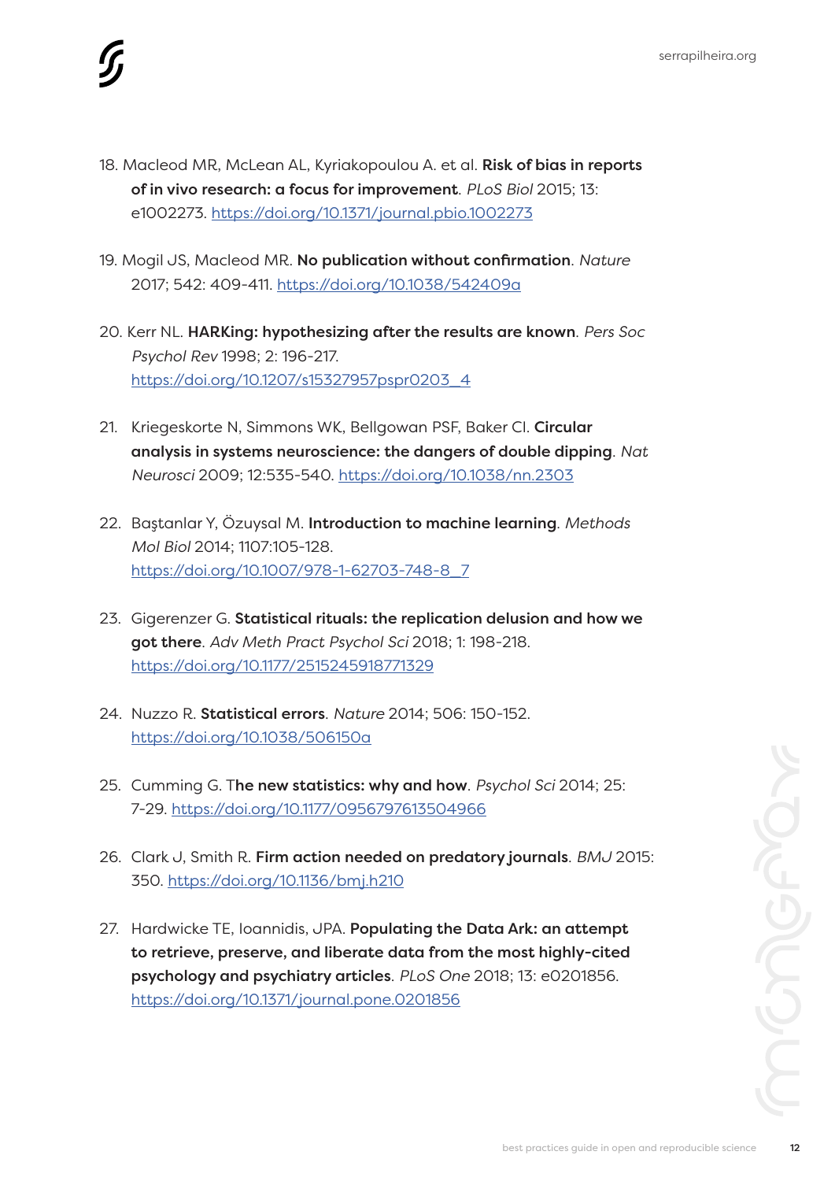18. Macleod MR, McLean AL, Kyriakopoulou A. et al. **Risk of bias in reports of in vivo research: a focus for improvement**. *PLoS Biol* 2015; 13: e1002273. https://doi.org/10.1371/journal.pbio.1002273

19. Mogil JS, Macleod MR. **No publication without confirmation**. *Nature* 2017; 542: 409-411. https://doi.org/10.1038/542409a

20. Kerr NL. **HARKing: hypothesizing after the results are known**. *Pers Soc Psychol Rev* 1998; 2: 196-217. https://doi.org/10.1207/s15327957pspr0203_4

21. Kriegeskorte N, Simmons WK, Bellgowan PSF, Baker CI. **Circular analysis in systems neuroscience: the dangers of double dipping**. *Nat Neurosci* 2009; 12:535-540. https://doi.org/10.1038/nn.2303

22. Baştanlar Y, Özuysal M. **Introduction to machine learning**. *Methods Mol Biol* 2014; 1107:105-128. https://doi.org/10.1007/978-1-62703-748-8_7

23. Gigerenzer G. **Statistical rituals: the replication delusion and how we got there**. *Adv Meth Pract Psychol Sci* 2018; 1: 198-218. https://doi.org/10.1177/2515245918771329

24. Nuzzo R. **Statistical errors**. *Nature* 2014; 506: 150-152. https://doi.org/10.1038/506150a

25. Cumming G. T**he new statistics: why and how**. *Psychol Sci* 2014; 25: 7-29. https://doi.org/10.1177/0956797613504966

26. Clark J, Smith R. **Firm action needed on predatory journals**. *BMJ* 2015: 350. https://doi.org/10.1136/bmj.h210

27. Hardwicke TE, Ioannidis, JPA. **Populating the Data Ark: an attempt to retrieve, preserve, and liberate data from the most highly-cited psychology and psychiatry articles**. *PLoS One* 2018; 13: e0201856. https://doi.org/10.1371/journal.pone.0201856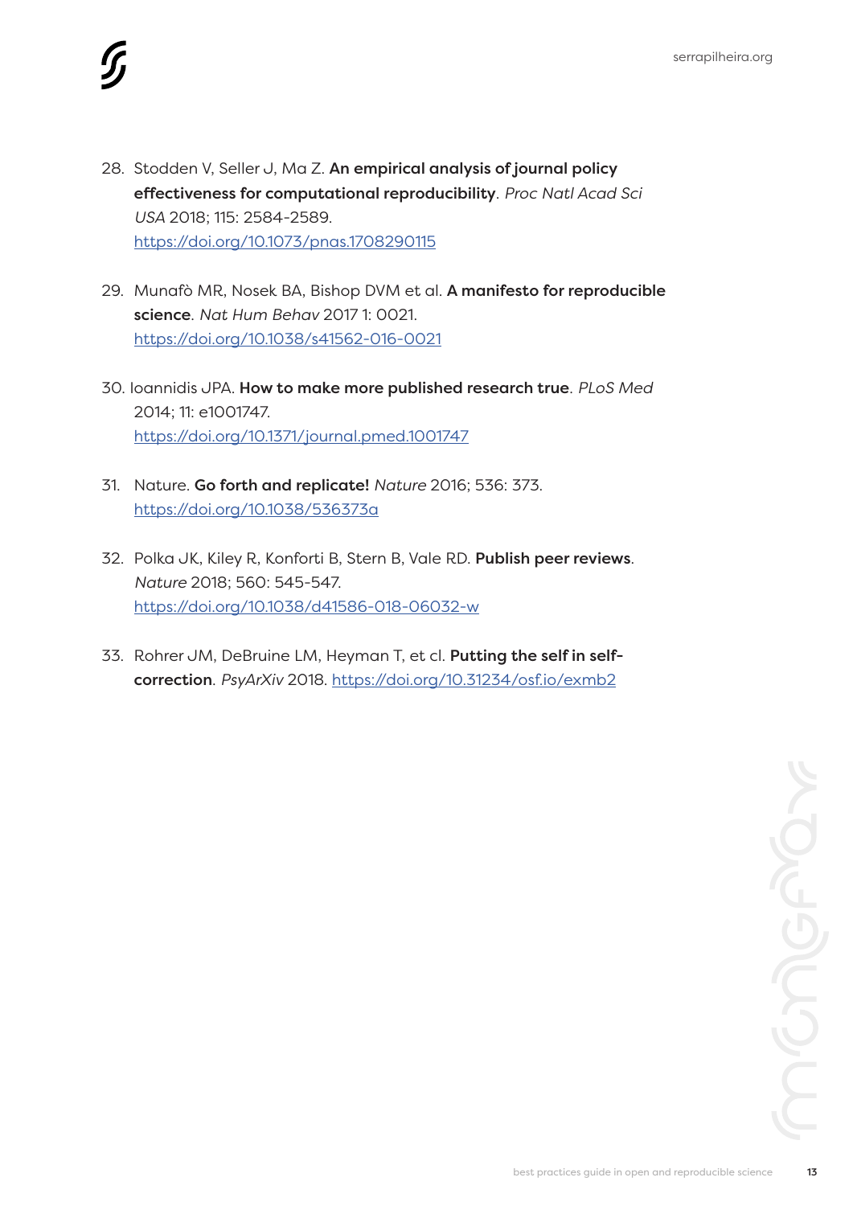28. Stodden V, Seller J, Ma Z. **An empirical analysis of journal policy effectiveness for computational reproducibility**. *Proc Natl Acad Sci USA* 2018; 115: 2584-2589. https://doi.org/10.1073/pnas.1708290115

29. Munafò MR, Nosek BA, Bishop DVM et al. **A manifesto for reproducible science**. *Nat Hum Behav* 2017 1: 0021. https://doi.org/10.1038/s41562-016-0021

30. Ioannidis JPA. **How to make more published research true**. *PLoS Med* 2014; 11: e1001747. https://doi.org/10.1371/journal.pmed.1001747

31. Nature. **Go forth and replicate!** *Nature* 2016; 536: 373. https://doi.org/10.1038/536373a

32. Polka JK, Kiley R, Konforti B, Stern B, Vale RD. **Publish peer reviews**. *Nature* 2018; 560: 545-547. https://doi.org/10.1038/d41586-018-06032-w

33. Rohrer JM, DeBruine LM, Heyman T, et cl. **Putting the self in self-correction**. *PsyArXiv* 2018. https://doi.org/10.31234/osf.io/exmb2